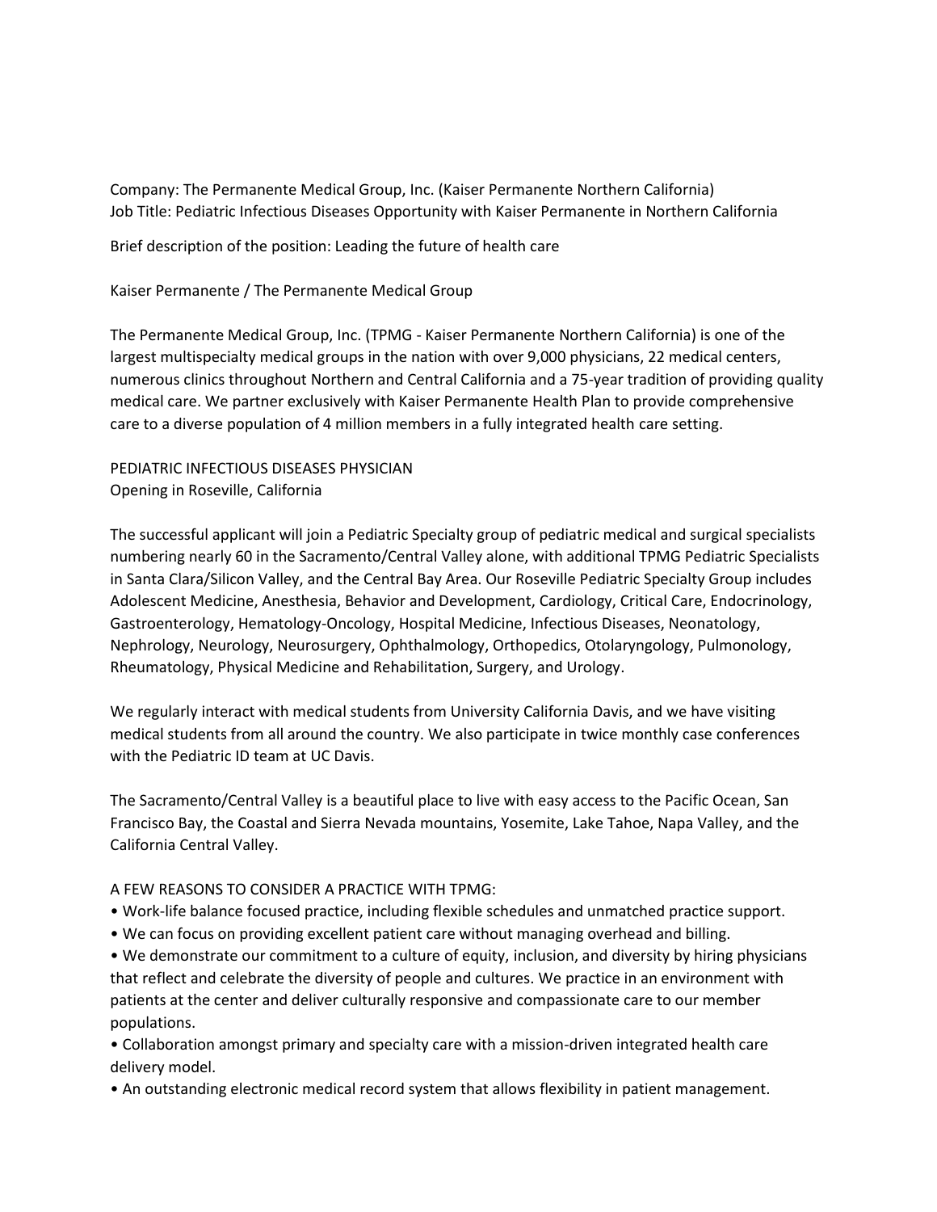Company: The Permanente Medical Group, Inc. (Kaiser Permanente Northern California)
Job Title: Pediatric Infectious Diseases Opportunity with Kaiser Permanente in Northern California

Brief description of the position: Leading the future of health care

Kaiser Permanente / The Permanente Medical Group

The Permanente Medical Group, Inc. (TPMG - Kaiser Permanente Northern California) is one of the largest multispecialty medical groups in the nation with over 9,000 physicians, 22 medical centers, numerous clinics throughout Northern and Central California and a 75-year tradition of providing quality medical care. We partner exclusively with Kaiser Permanente Health Plan to provide comprehensive care to a diverse population of 4 million members in a fully integrated health care setting.

PEDIATRIC INFECTIOUS DISEASES PHYSICIAN
Opening in Roseville, California

The successful applicant will join a Pediatric Specialty group of pediatric medical and surgical specialists numbering nearly 60 in the Sacramento/Central Valley alone, with additional TPMG Pediatric Specialists in Santa Clara/Silicon Valley, and the Central Bay Area. Our Roseville Pediatric Specialty Group includes Adolescent Medicine, Anesthesia, Behavior and Development, Cardiology, Critical Care, Endocrinology, Gastroenterology, Hematology-Oncology, Hospital Medicine, Infectious Diseases, Neonatology, Nephrology, Neurology, Neurosurgery, Ophthalmology, Orthopedics, Otolaryngology, Pulmonology, Rheumatology, Physical Medicine and Rehabilitation, Surgery, and Urology.

We regularly interact with medical students from University California Davis, and we have visiting medical students from all around the country. We also participate in twice monthly case conferences with the Pediatric ID team at UC Davis.

The Sacramento/Central Valley is a beautiful place to live with easy access to the Pacific Ocean, San Francisco Bay, the Coastal and Sierra Nevada mountains, Yosemite, Lake Tahoe, Napa Valley, and the California Central Valley.

A FEW REASONS TO CONSIDER A PRACTICE WITH TPMG:

- Work-life balance focused practice, including flexible schedules and unmatched practice support.
- We can focus on providing excellent patient care without managing overhead and billing.
- We demonstrate our commitment to a culture of equity, inclusion, and diversity by hiring physicians that reflect and celebrate the diversity of people and cultures. We practice in an environment with patients at the center and deliver culturally responsive and compassionate care to our member populations.
- Collaboration amongst primary and specialty care with a mission-driven integrated health care delivery model.
- An outstanding electronic medical record system that allows flexibility in patient management.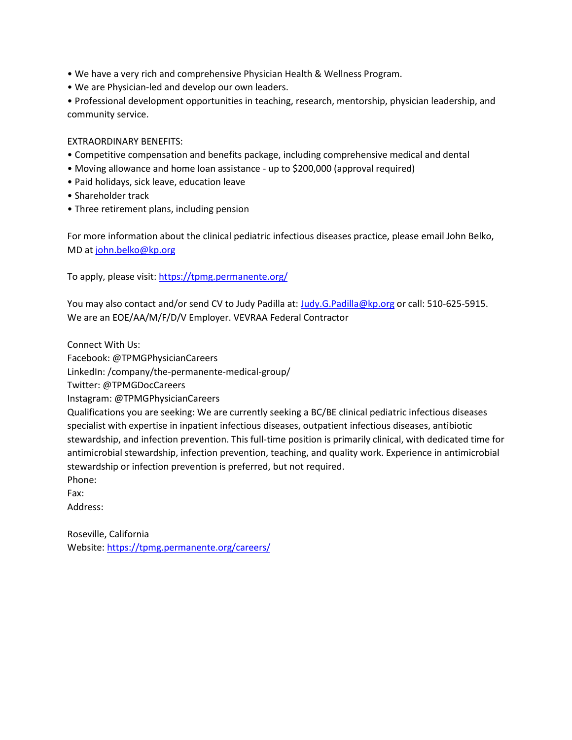- We have a very rich and comprehensive Physician Health & Wellness Program.
- We are Physician-led and develop our own leaders.
- Professional development opportunities in teaching, research, mentorship, physician leadership, and community service.

EXTRAORDINARY BENEFITS:

- Competitive compensation and benefits package, including comprehensive medical and dental
- Moving allowance and home loan assistance - up to $200,000 (approval required)
- Paid holidays, sick leave, education leave
- Shareholder track
- Three retirement plans, including pension

For more information about the clinical pediatric infectious diseases practice, please email John Belko, MD at john.belko@kp.org

To apply, please visit: https://tpmg.permanente.org/

You may also contact and/or send CV to Judy Padilla at: Judy.G.Padilla@kp.org or call: 510-625-5915.
We are an EOE/AA/M/F/D/V Employer. VEVRAA Federal Contractor

Connect With Us:
Facebook: @TPMGPhysicianCareers
LinkedIn: /company/the-permanente-medical-group/
Twitter: @TPMGDocCareers
Instagram: @TPMGPhysicianCareers
Qualifications you are seeking: We are currently seeking a BC/BE clinical pediatric infectious diseases specialist with expertise in inpatient infectious diseases, outpatient infectious diseases, antibiotic stewardship, and infection prevention. This full-time position is primarily clinical, with dedicated time for antimicrobial stewardship, infection prevention, teaching, and quality work. Experience in antimicrobial stewardship or infection prevention is preferred, but not required.
Phone:
Fax:
Address:

Roseville, California
Website: https://tpmg.permanente.org/careers/